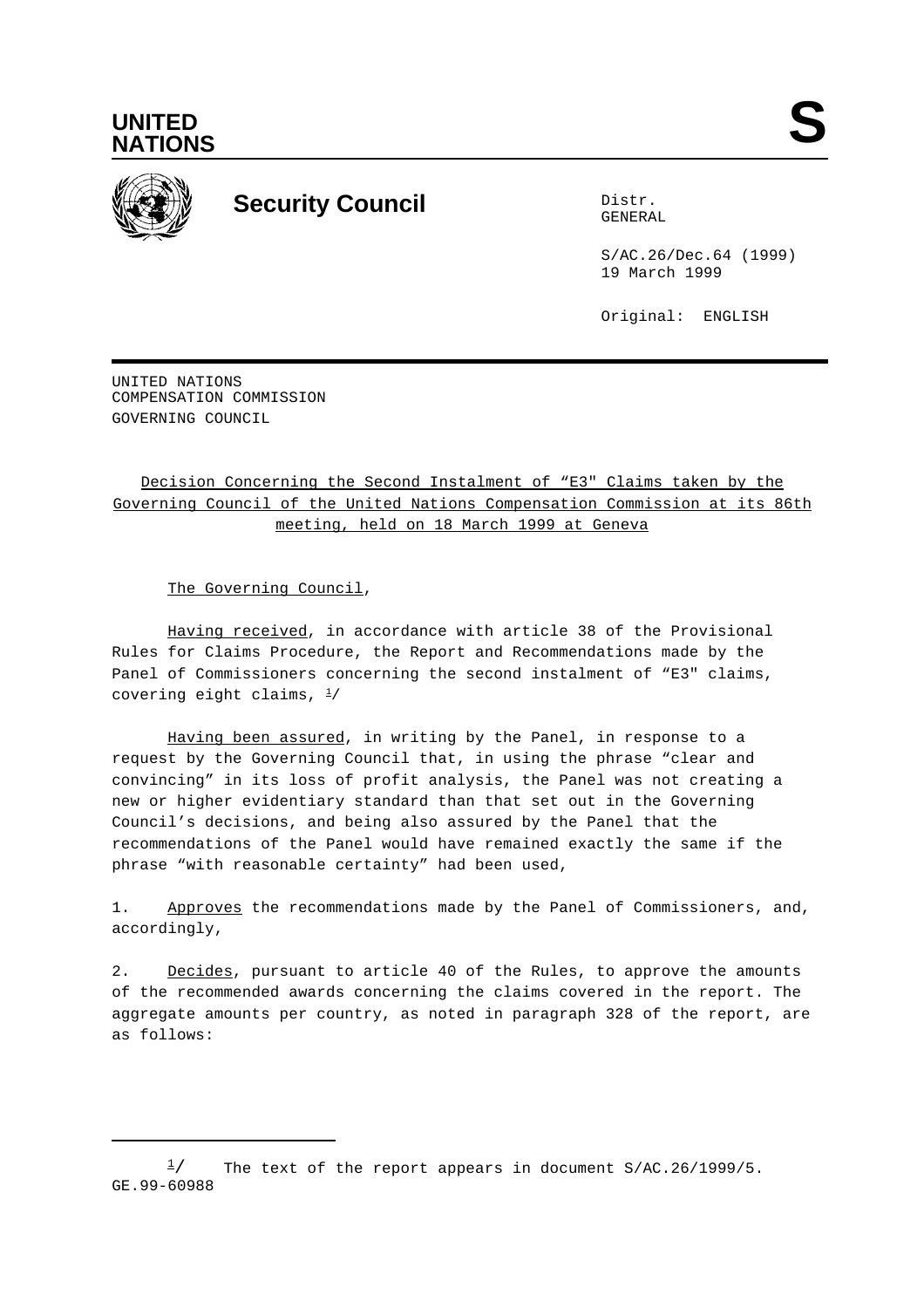**UNITED NATIONS**

# S

## Security Council

Distr.
GENERAL

S/AC.26/Dec.64 (1999)
19 March 1999

Original: ENGLISH

UNITED NATIONS
COMPENSATION COMMISSION
GOVERNING COUNCIL

Decision Concerning the Second Instalment of “E3" Claims taken by the Governing Council of the United Nations Compensation Commission at its 86th meeting, held on 18 March 1999 at Geneva

The Governing Council,

Having received, in accordance with article 38 of the Provisional Rules for Claims Procedure, the Report and Recommendations made by the Panel of Commissioners concerning the second instalment of “E3" claims, covering eight claims, [1]

Having been assured, in writing by the Panel, in response to a request by the Governing Council that, in using the phrase “clear and convincing” in its loss of profit analysis, the Panel was not creating a new or higher evidentiary standard than that set out in the Governing Council’s decisions, and being also assured by the Panel that the recommendations of the Panel would have remained exactly the same if the phrase “with reasonable certainty” had been used,

1. Approves the recommendations made by the Panel of Commissioners, and, accordingly,

2. Decides, pursuant to article 40 of the Rules, to approve the amounts of the recommended awards concerning the claims covered in the report. The aggregate amounts per country, as noted in paragraph 328 of the report, are as follows:

---

[1] The text of the report appears in document S/AC.26/1999/5.

GE.99-60988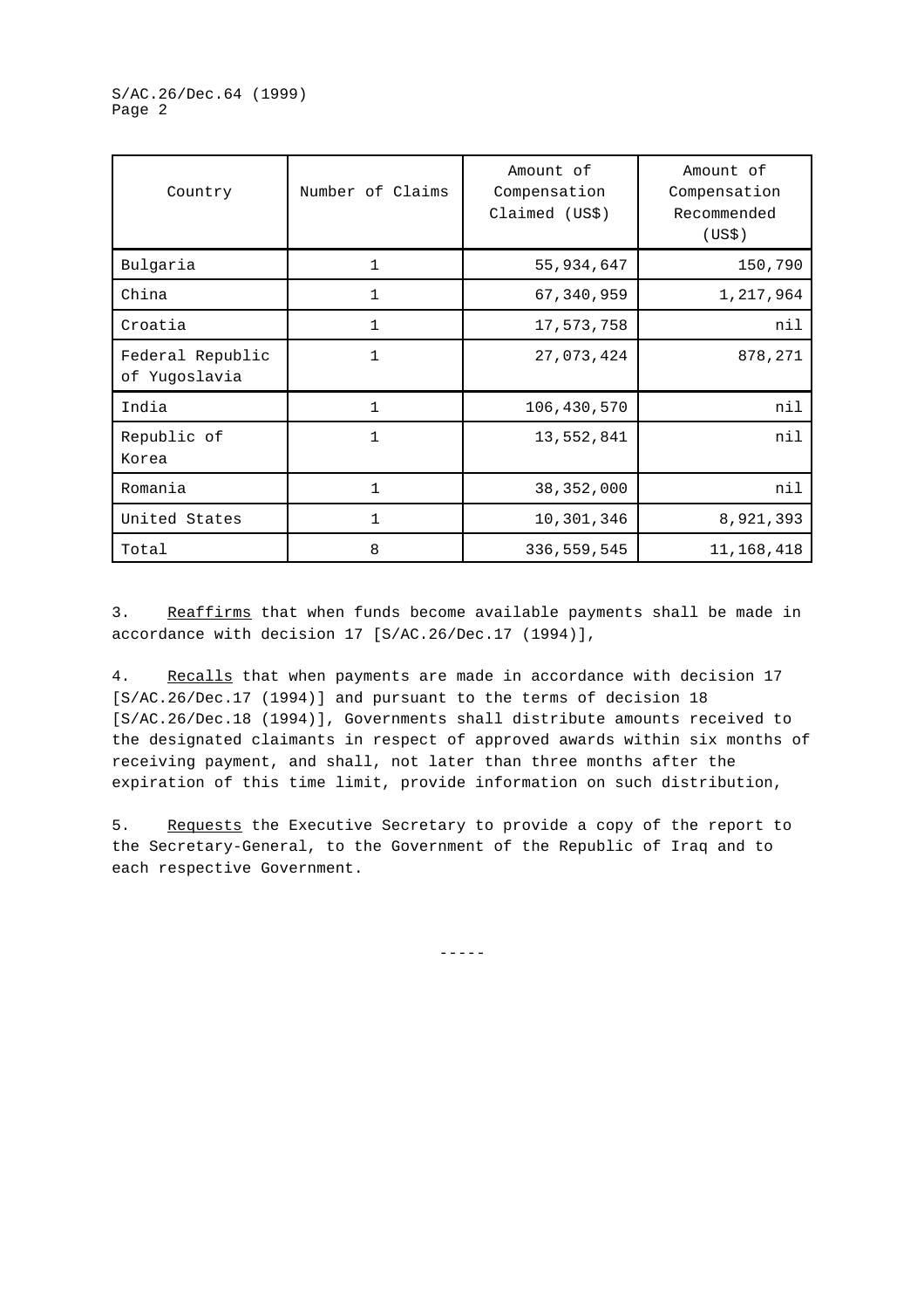| Country | Number of Claims | Amount of Compensation Claimed (US$) | Amount of Compensation Recommended (US$) |
|---|---|---|---|
| Bulgaria | 1 | 55,934,647 | 150,790 |
| China | 1 | 67,340,959 | 1,217,964 |
| Croatia | 1 | 17,573,758 | nil |
| Federal Republic of Yugoslavia | 1 | 27,073,424 | 878,271 |
| India | 1 | 106,430,570 | nil |
| Republic of Korea | 1 | 13,552,841 | nil |
| Romania | 1 | 38,352,000 | nil |
| United States | 1 | 10,301,346 | 8,921,393 |
| Total | 8 | 336,559,545 | 11,168,418 |

3. Reaffirms that when funds become available payments shall be made in accordance with decision 17 [S/AC.26/Dec.17 (1994)],

4. Recalls that when payments are made in accordance with decision 17 [S/AC.26/Dec.17 (1994)] and pursuant to the terms of decision 18 [S/AC.26/Dec.18 (1994)], Governments shall distribute amounts received to the designated claimants in respect of approved awards within six months of receiving payment, and shall, not later than three months after the expiration of this time limit, provide information on such distribution,

5. Requests the Executive Secretary to provide a copy of the report to the Secretary-General, to the Government of the Republic of Iraq and to each respective Government.

-----